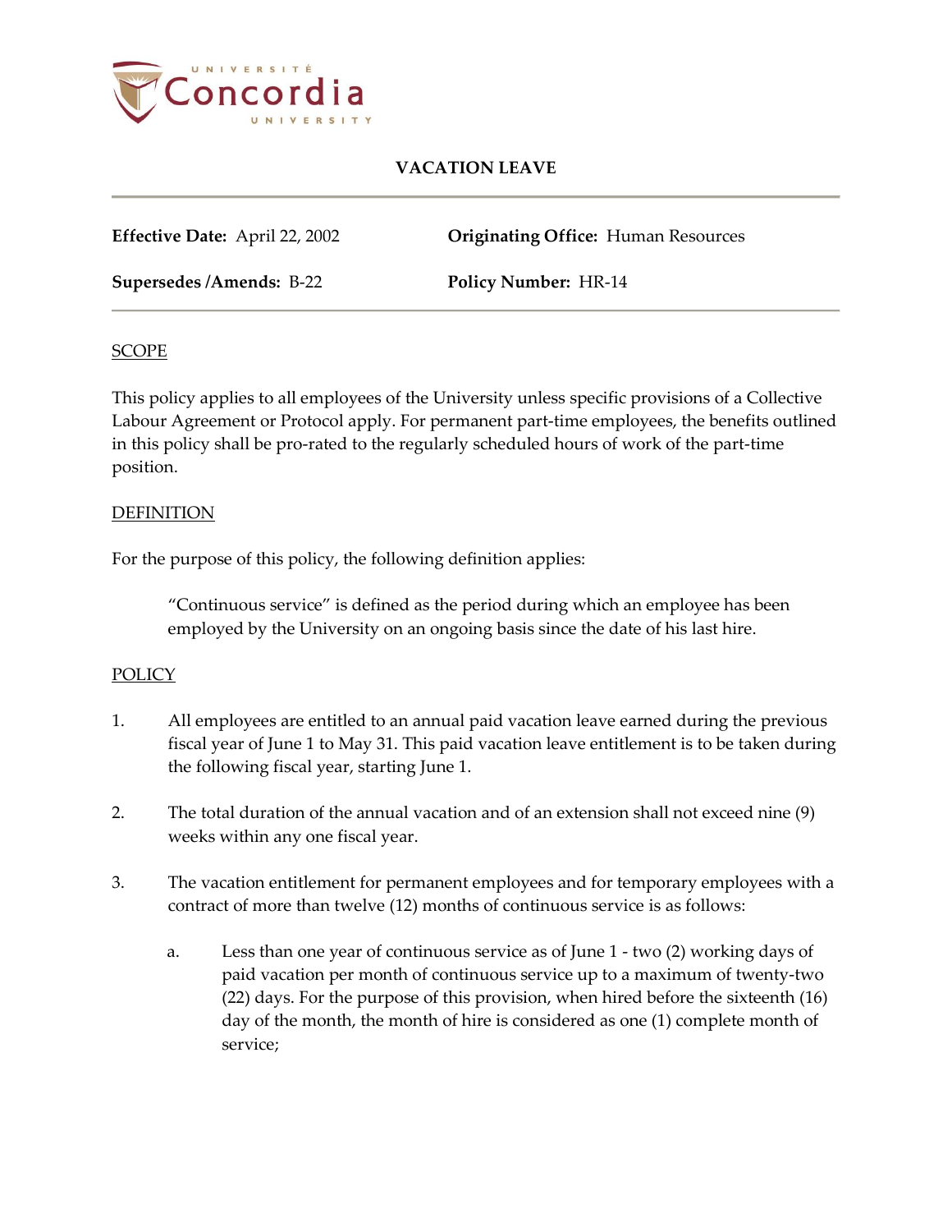# VACATION LEAVE

**Effective Date:** April 22, 2002

**Originating Office:** Human Resources

**Supersedes /Amends:** B-22

**Policy Number:** HR-14

## SCOPE

This policy applies to all employees of the University unless specific provisions of a Collective Labour Agreement or Protocol apply. For permanent part-time employees, the benefits outlined in this policy shall be pro-rated to the regularly scheduled hours of work of the part-time position.

## DEFINITION

For the purpose of this policy, the following definition applies:

> "Continuous service" is defined as the period during which an employee has been employed by the University on an ongoing basis since the date of his last hire.

## POLICY

1. All employees are entitled to an annual paid vacation leave earned during the previous fiscal year of June 1 to May 31. This paid vacation leave entitlement is to be taken during the following fiscal year, starting June 1.

2. The total duration of the annual vacation and of an extension shall not exceed nine (9) weeks within any one fiscal year.

3. The vacation entitlement for permanent employees and for temporary employees with a contract of more than twelve (12) months of continuous service is as follows:

   a. Less than one year of continuous service as of June 1 - two (2) working days of paid vacation per month of continuous service up to a maximum of twenty-two (22) days. For the purpose of this provision, when hired before the sixteenth (16) day of the month, the month of hire is considered as one (1) complete month of service;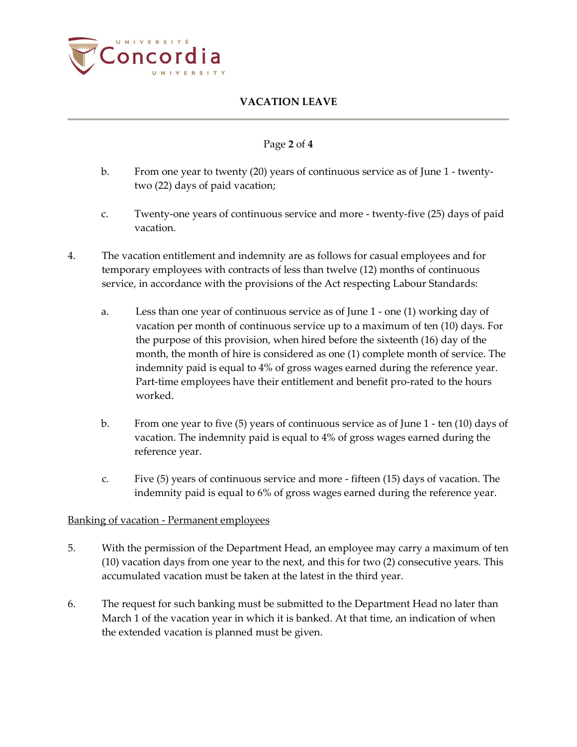b. From one year to twenty (20) years of continuous service as of June 1 - twenty-two (22) days of paid vacation;

c. Twenty-one years of continuous service and more - twenty-five (25) days of paid vacation.

4. The vacation entitlement and indemnity are as follows for casual employees and for temporary employees with contracts of less than twelve (12) months of continuous service, in accordance with the provisions of the Act respecting Labour Standards:

   a. Less than one year of continuous service as of June 1 - one (1) working day of vacation per month of continuous service up to a maximum of ten (10) days. For the purpose of this provision, when hired before the sixteenth (16) day of the month, the month of hire is considered as one (1) complete month of service. The indemnity paid is equal to 4% of gross wages earned during the reference year. Part-time employees have their entitlement and benefit pro-rated to the hours worked.

   b. From one year to five (5) years of continuous service as of June 1 - ten (10) days of vacation. The indemnity paid is equal to 4% of gross wages earned during the reference year.

   c. Five (5) years of continuous service and more - fifteen (15) days of vacation. The indemnity paid is equal to 6% of gross wages earned during the reference year.

<u>Banking of vacation - Permanent employees</u>

5. With the permission of the Department Head, an employee may carry a maximum of ten (10) vacation days from one year to the next, and this for two (2) consecutive years. This accumulated vacation must be taken at the latest in the third year.

6. The request for such banking must be submitted to the Department Head no later than March 1 of the vacation year in which it is banked. At that time, an indication of when the extended vacation is planned must be given.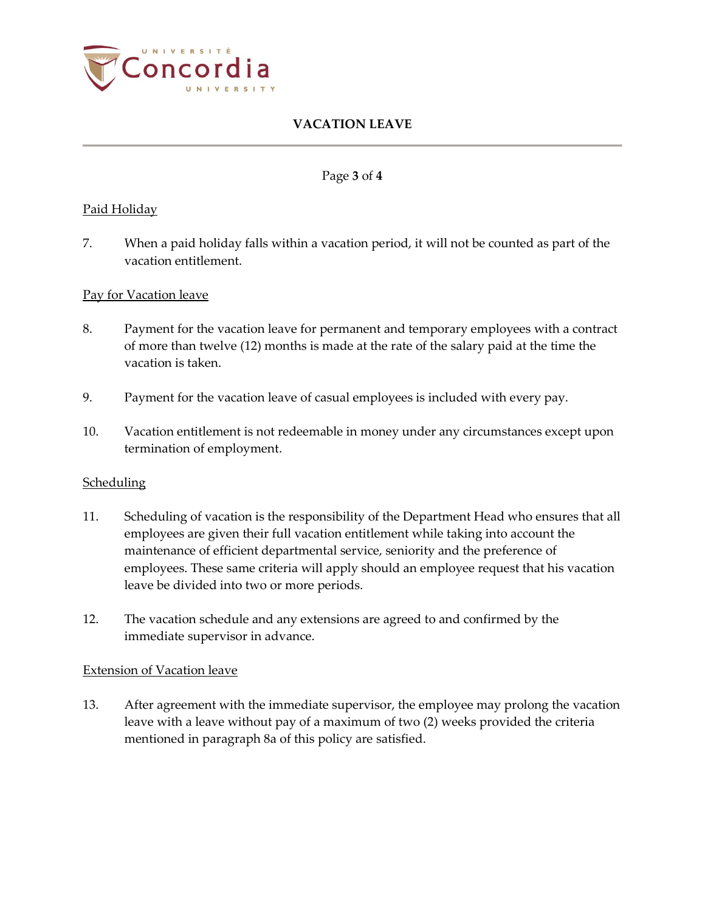## Paid Holiday

7. When a paid holiday falls within a vacation period, it will not be counted as part of the vacation entitlement.

## Pay for Vacation leave

8. Payment for the vacation leave for permanent and temporary employees with a contract of more than twelve (12) months is made at the rate of the salary paid at the time the vacation is taken.

9. Payment for the vacation leave of casual employees is included with every pay.

10. Vacation entitlement is not redeemable in money under any circumstances except upon termination of employment.

## Scheduling

11. Scheduling of vacation is the responsibility of the Department Head who ensures that all employees are given their full vacation entitlement while taking into account the maintenance of efficient departmental service, seniority and the preference of employees. These same criteria will apply should an employee request that his vacation leave be divided into two or more periods.

12. The vacation schedule and any extensions are agreed to and confirmed by the immediate supervisor in advance.

## Extension of Vacation leave

13. After agreement with the immediate supervisor, the employee may prolong the vacation leave with a leave without pay of a maximum of two (2) weeks provided the criteria mentioned in paragraph 8a of this policy are satisfied.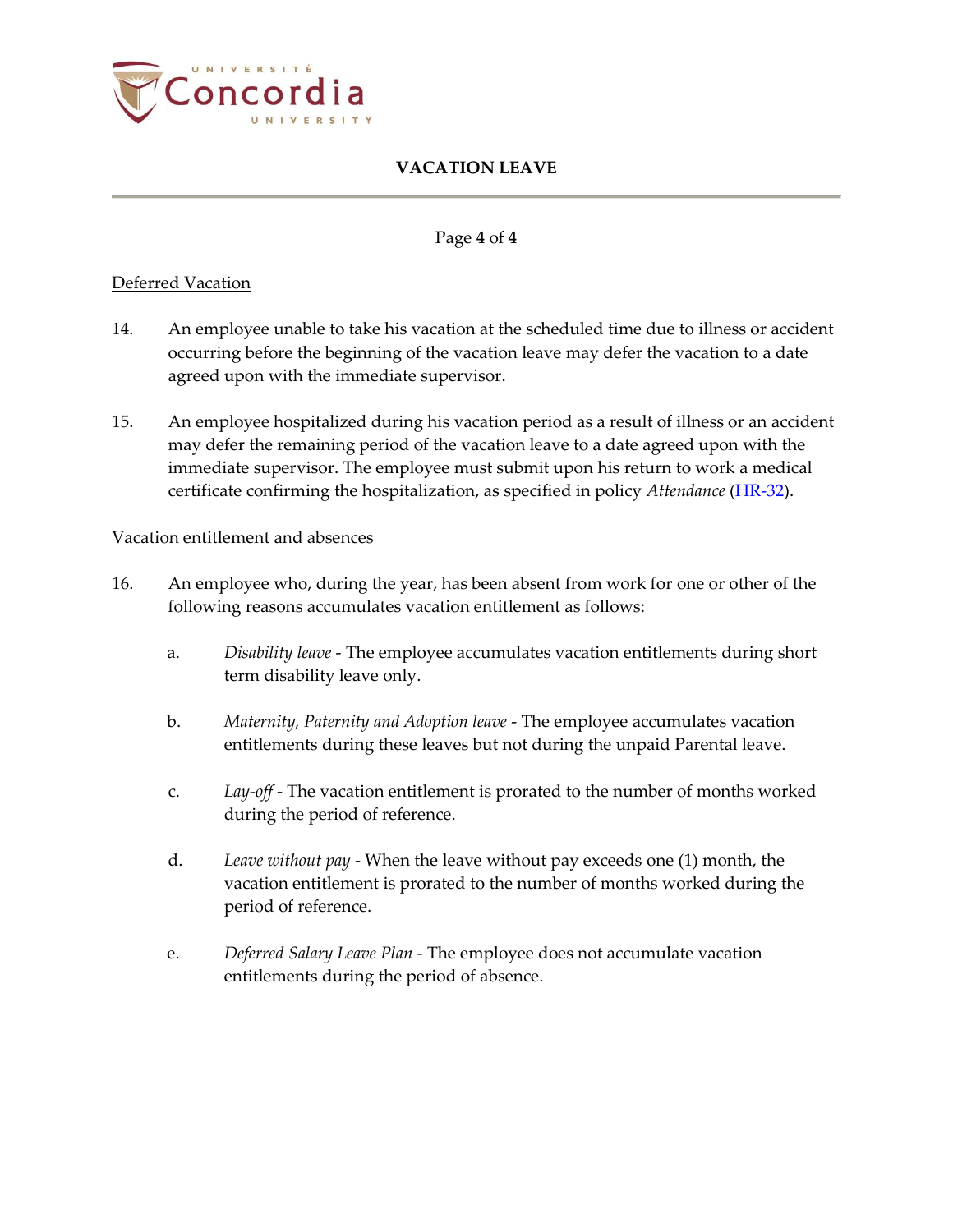## Deferred Vacation

14. An employee unable to take his vacation at the scheduled time due to illness or accident occurring before the beginning of the vacation leave may defer the vacation to a date agreed upon with the immediate supervisor.

15. An employee hospitalized during his vacation period as a result of illness or an accident may defer the remaining period of the vacation leave to a date agreed upon with the immediate supervisor. The employee must submit upon his return to work a medical certificate confirming the hospitalization, as specified in policy *Attendance* (HR-32).

## Vacation entitlement and absences

16. An employee who, during the year, has been absent from work for one or other of the following reasons accumulates vacation entitlement as follows:

    a. *Disability leave* - The employee accumulates vacation entitlements during short term disability leave only.

    b. *Maternity, Paternity and Adoption leave* - The employee accumulates vacation entitlements during these leaves but not during the unpaid Parental leave.

    c. *Lay-off* - The vacation entitlement is prorated to the number of months worked during the period of reference.

    d. *Leave without pay* - When the leave without pay exceeds one (1) month, the vacation entitlement is prorated to the number of months worked during the period of reference.

    e. *Deferred Salary Leave Plan* - The employee does not accumulate vacation entitlements during the period of absence.